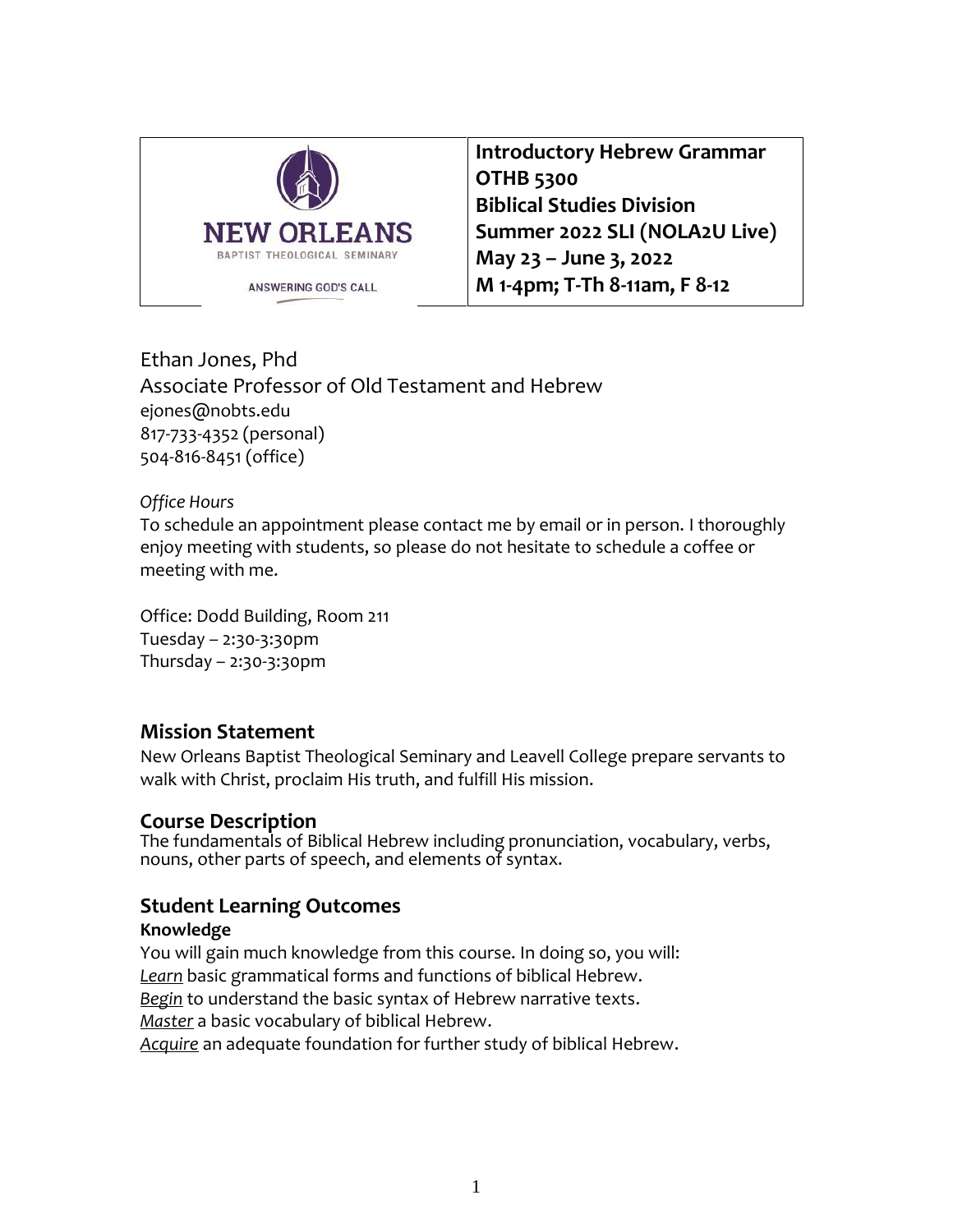NEW ORLEANS
BAPTIST THEOLOGICAL SEMINARY
ANSWERING GOD'S CALL

**Introductory Hebrew Grammar**
**OTHB 5300**
**Biblical Studies Division**
**Summer 2022 SLI (NOLA2U Live)**
**May 23 – June 3, 2022**
**M 1-4pm; T-Th 8-11am, F 8-12**

Ethan Jones, Phd
Associate Professor of Old Testament and Hebrew
ejones@nobts.edu
817-733-4352 (personal)
504-816-8451 (office)

*Office Hours*
To schedule an appointment please contact me by email or in person. I thoroughly enjoy meeting with students, so please do not hesitate to schedule a coffee or meeting with me.

Office: Dodd Building, Room 211
Tuesday – 2:30-3:30pm
Thursday – 2:30-3:30pm

## Mission Statement

New Orleans Baptist Theological Seminary and Leavell College prepare servants to walk with Christ, proclaim His truth, and fulfill His mission.

## Course Description

The fundamentals of Biblical Hebrew including pronunciation, vocabulary, verbs, nouns, other parts of speech, and elements of syntax.

## Student Learning Outcomes

**Knowledge**

You will gain much knowledge from this course. In doing so, you will:
*Learn* basic grammatical forms and functions of biblical Hebrew.
*Begin* to understand the basic syntax of Hebrew narrative texts.
*Master* a basic vocabulary of biblical Hebrew.
*Acquire* an adequate foundation for further study of biblical Hebrew.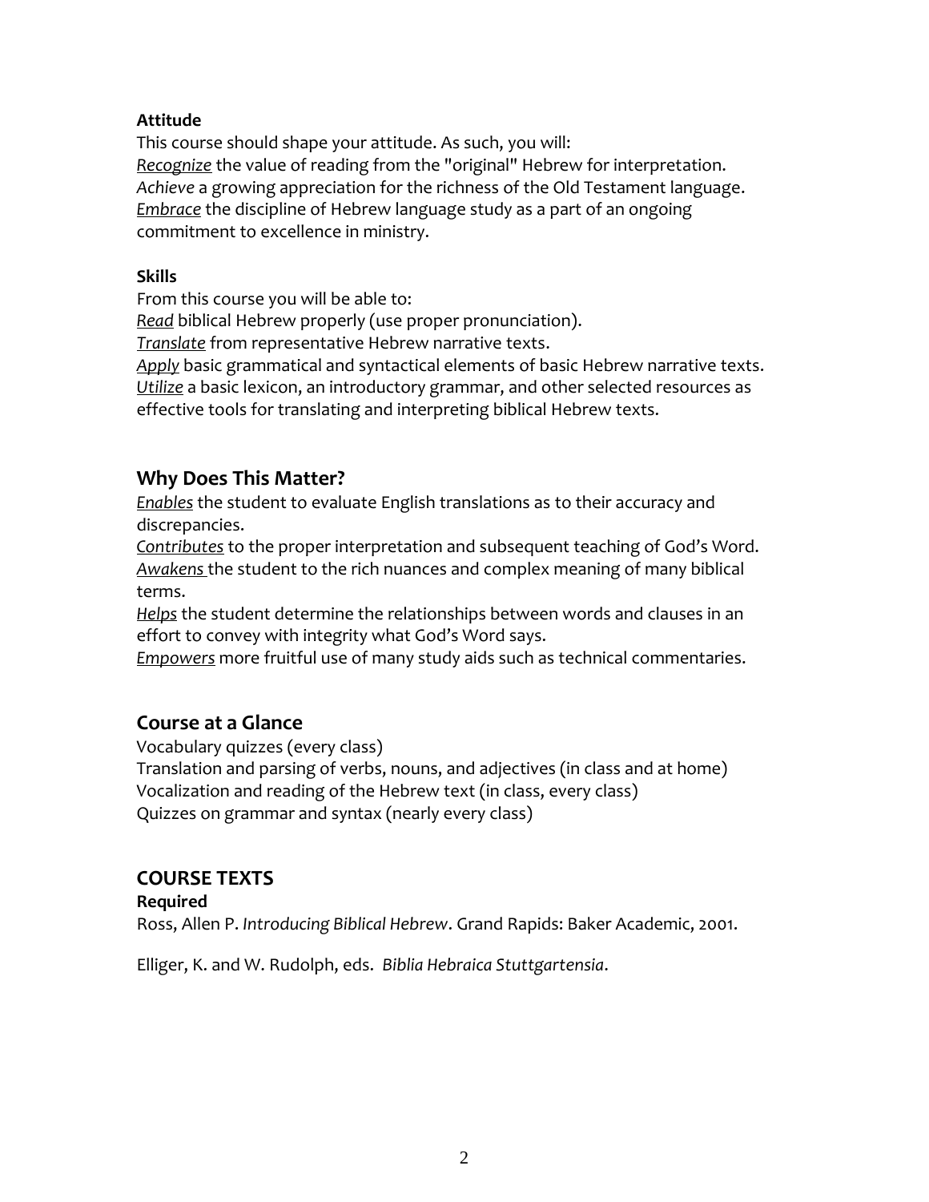**Attitude**

This course should shape your attitude. As such, you will:
*Recognize* the value of reading from the "original" Hebrew for interpretation.
*Achieve* a growing appreciation for the richness of the Old Testament language.
*Embrace* the discipline of Hebrew language study as a part of an ongoing commitment to excellence in ministry.

**Skills**

From this course you will be able to:
*Read* biblical Hebrew properly (use proper pronunciation).
*Translate* from representative Hebrew narrative texts.
*Apply* basic grammatical and syntactical elements of basic Hebrew narrative texts.
*Utilize* a basic lexicon, an introductory grammar, and other selected resources as effective tools for translating and interpreting biblical Hebrew texts.

## Why Does This Matter?

*Enables* the student to evaluate English translations as to their accuracy and discrepancies.
*Contributes* to the proper interpretation and subsequent teaching of God's Word.
*Awakens* the student to the rich nuances and complex meaning of many biblical terms.
*Helps* the student determine the relationships between words and clauses in an effort to convey with integrity what God's Word says.
*Empowers* more fruitful use of many study aids such as technical commentaries.

## Course at a Glance

Vocabulary quizzes (every class)
Translation and parsing of verbs, nouns, and adjectives (in class and at home)
Vocalization and reading of the Hebrew text (in class, every class)
Quizzes on grammar and syntax (nearly every class)

## COURSE TEXTS

**Required**

Ross, Allen P. *Introducing Biblical Hebrew*. Grand Rapids: Baker Academic, 2001.

Elliger, K. and W. Rudolph, eds. *Biblia Hebraica Stuttgartensia*.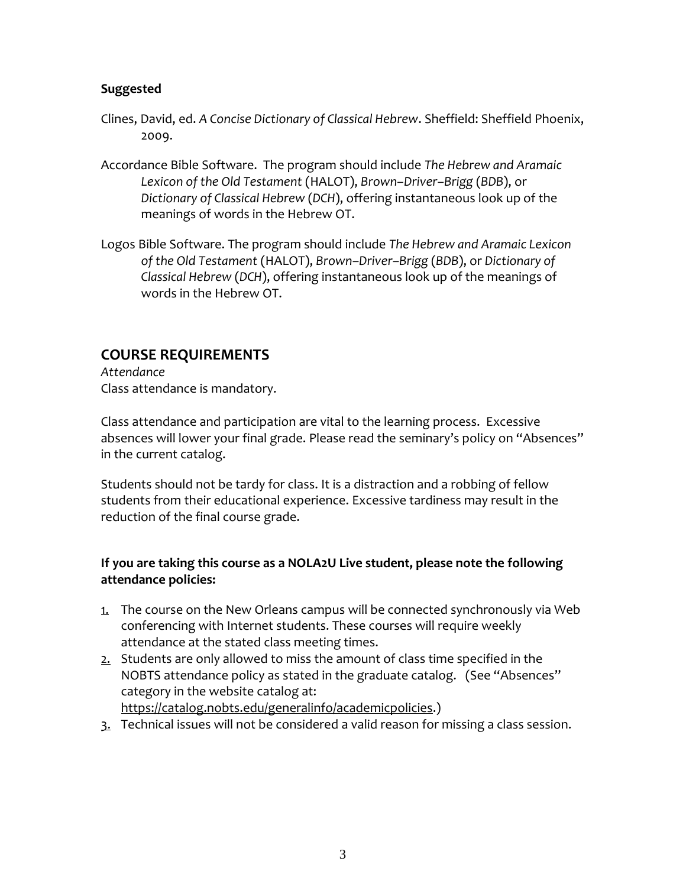**Suggested**

Clines, David, ed. *A Concise Dictionary of Classical Hebrew*. Sheffield: Sheffield Phoenix, 2009.

Accordance Bible Software. The program should include *The Hebrew and Aramaic Lexicon of the Old Testament* (HALOT), *Brown–Driver–Brigg* (*BDB*), or *Dictionary of Classical Hebrew* (*DCH*), offering instantaneous look up of the meanings of words in the Hebrew OT.

Logos Bible Software. The program should include *The Hebrew and Aramaic Lexicon of the Old Testament* (HALOT), *Brown–Driver–Brigg* (*BDB*), or *Dictionary of Classical Hebrew* (*DCH*), offering instantaneous look up of the meanings of words in the Hebrew OT.

## COURSE REQUIREMENTS

*Attendance*

Class attendance is mandatory.

Class attendance and participation are vital to the learning process. Excessive absences will lower your final grade. Please read the seminary's policy on "Absences" in the current catalog.

Students should not be tardy for class. It is a distraction and a robbing of fellow students from their educational experience. Excessive tardiness may result in the reduction of the final course grade.

**If you are taking this course as a NOLA2U Live student, please note the following attendance policies:**

1. The course on the New Orleans campus will be connected synchronously via Web conferencing with Internet students. These courses will require weekly attendance at the stated class meeting times.
2. Students are only allowed to miss the amount of class time specified in the NOBTS attendance policy as stated in the graduate catalog. (See "Absences" category in the website catalog at: https://catalog.nobts.edu/generalinfo/academicpolicies.)
3. Technical issues will not be considered a valid reason for missing a class session.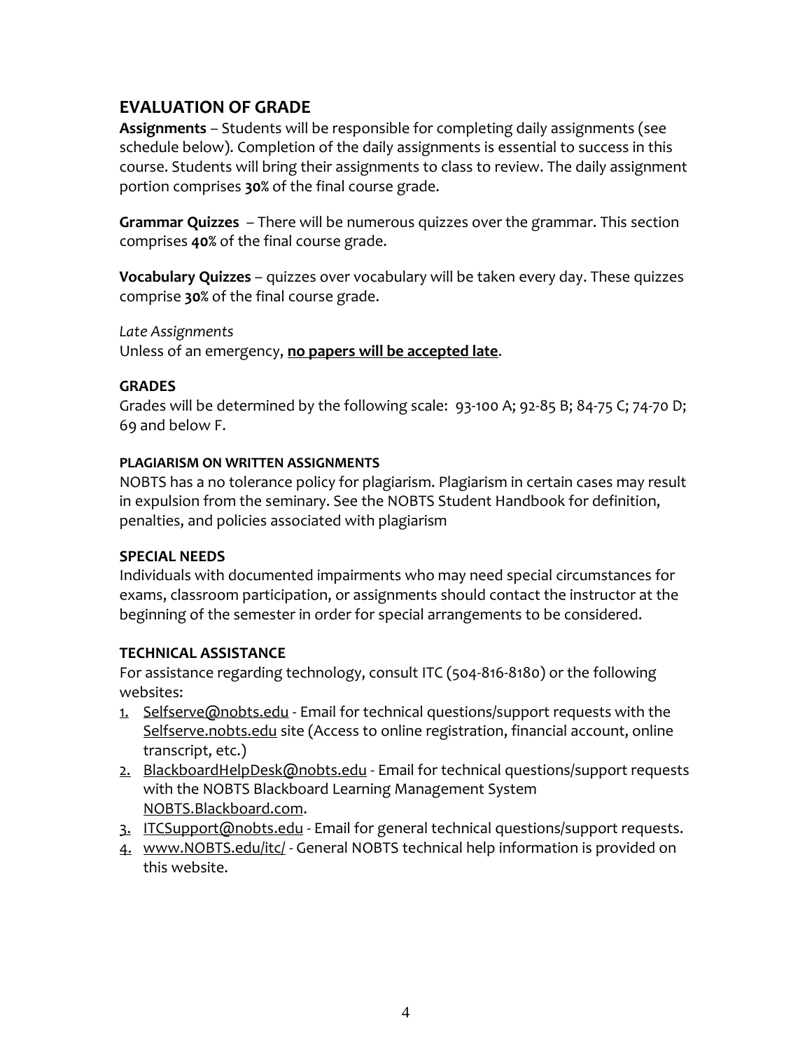## EVALUATION OF GRADE

**Assignments** – Students will be responsible for completing daily assignments (see schedule below). Completion of the daily assignments is essential to success in this course. Students will bring their assignments to class to review. The daily assignment portion comprises **30%** of the final course grade.

**Grammar Quizzes** – There will be numerous quizzes over the grammar. This section comprises **40%** of the final course grade.

**Vocabulary Quizzes** – quizzes over vocabulary will be taken every day. These quizzes comprise **30%** of the final course grade.

*Late Assignments*
Unless of an emergency, **<u>no papers will be accepted late</u>**.

### GRADES

Grades will be determined by the following scale: 93-100 A; 92-85 B; 84-75 C; 74-70 D; 69 and below F.

#### PLAGIARISM ON WRITTEN ASSIGNMENTS

NOBTS has a no tolerance policy for plagiarism. Plagiarism in certain cases may result in expulsion from the seminary. See the NOBTS Student Handbook for definition, penalties, and policies associated with plagiarism

### SPECIAL NEEDS

Individuals with documented impairments who may need special circumstances for exams, classroom participation, or assignments should contact the instructor at the beginning of the semester in order for special arrangements to be considered.

### TECHNICAL ASSISTANCE

For assistance regarding technology, consult ITC (504-816-8180) or the following websites:

1. Selfserve@nobts.edu - Email for technical questions/support requests with the Selfserve.nobts.edu site (Access to online registration, financial account, online transcript, etc.)
2. BlackboardHelpDesk@nobts.edu - Email for technical questions/support requests with the NOBTS Blackboard Learning Management System NOBTS.Blackboard.com.
3. ITCSupport@nobts.edu - Email for general technical questions/support requests.
4. www.NOBTS.edu/itc/ - General NOBTS technical help information is provided on this website.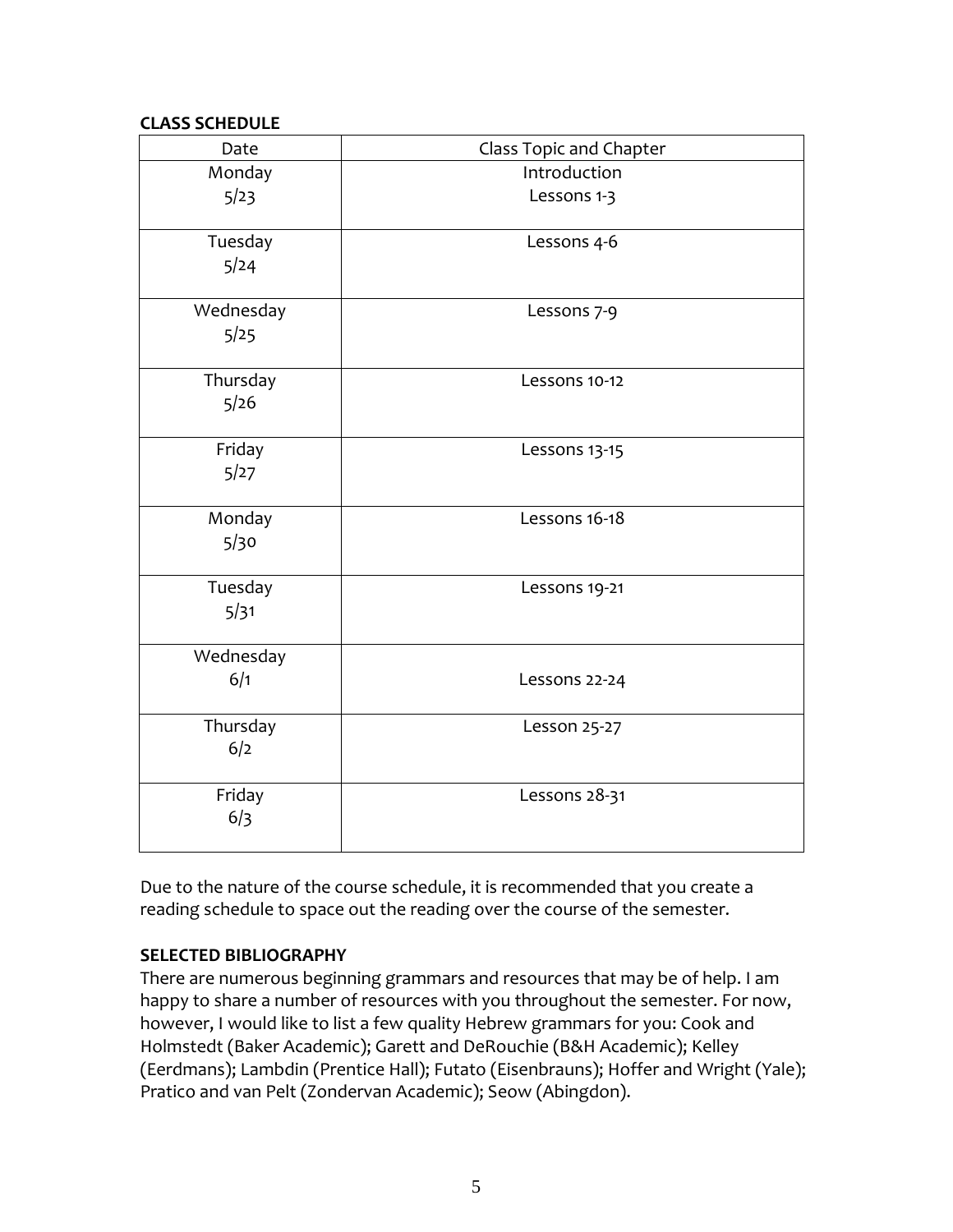**CLASS SCHEDULE**

| Date | Class Topic and Chapter |
| --- | --- |
| Monday 5/23 | Introduction Lessons 1-3 |
| Tuesday 5/24 | Lessons 4-6 |
| Wednesday 5/25 | Lessons 7-9 |
| Thursday 5/26 | Lessons 10-12 |
| Friday 5/27 | Lessons 13-15 |
| Monday 5/30 | Lessons 16-18 |
| Tuesday 5/31 | Lessons 19-21 |
| Wednesday 6/1 | Lessons 22-24 |
| Thursday 6/2 | Lesson 25-27 |
| Friday 6/3 | Lessons 28-31 |

Due to the nature of the course schedule, it is recommended that you create a reading schedule to space out the reading over the course of the semester.

**SELECTED BIBLIOGRAPHY**

There are numerous beginning grammars and resources that may be of help. I am happy to share a number of resources with you throughout the semester. For now, however, I would like to list a few quality Hebrew grammars for you: Cook and Holmstedt (Baker Academic); Garett and DeRouchie (B&H Academic); Kelley (Eerdmans); Lambdin (Prentice Hall); Futato (Eisenbrauns); Hoffer and Wright (Yale); Pratico and van Pelt (Zondervan Academic); Seow (Abingdon).